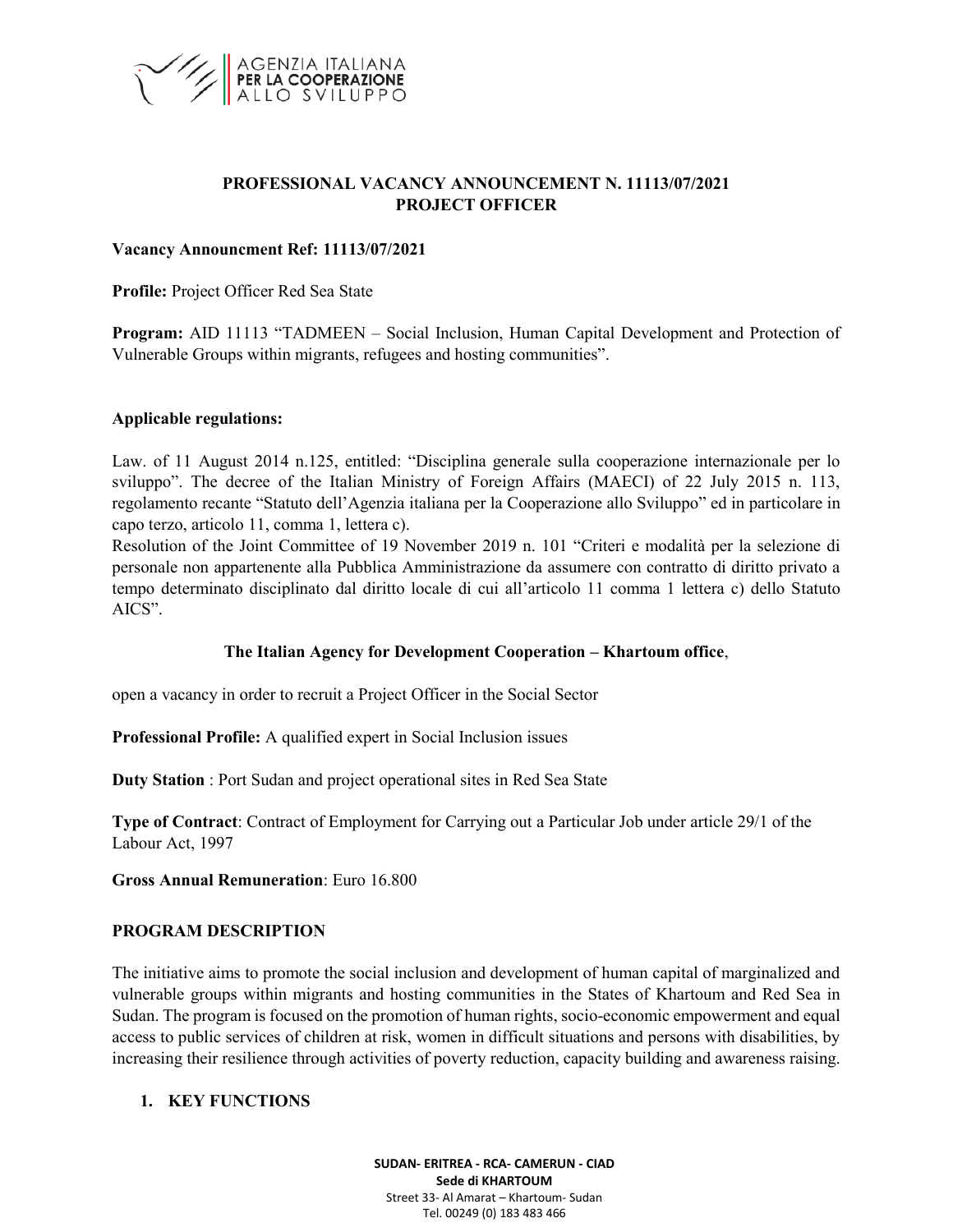**PROFESSIONAL VACANCY ANNOUNCEMENT N. 11113/07/2021**
**PROJECT OFFICER**

**Vacancy Announcment Ref: 11113/07/2021**

**Profile:** Project Officer Red Sea State

**Program:** AID 11113 "TADMEEN – Social Inclusion, Human Capital Development and Protection of Vulnerable Groups within migrants, refugees and hosting communities".

**Applicable regulations:**

Law. of 11 August 2014 n.125, entitled: "Disciplina generale sulla cooperazione internazionale per lo sviluppo". The decree of the Italian Ministry of Foreign Affairs (MAECI) of 22 July 2015 n. 113, regolamento recante "Statuto dell'Agenzia italiana per la Cooperazione allo Sviluppo" ed in particolare in capo terzo, articolo 11, comma 1, lettera c).
Resolution of the Joint Committee of 19 November 2019 n. 101 "Criteri e modalità per la selezione di personale non appartenente alla Pubblica Amministrazione da assumere con contratto di diritto privato a tempo determinato disciplinato dal diritto locale di cui all'articolo 11 comma 1 lettera c) dello Statuto AICS".

**The Italian Agency for Development Cooperation – Khartoum office**,

open a vacancy in order to recruit a Project Officer in the Social Sector

**Professional Profile:** A qualified expert in Social Inclusion issues

**Duty Station** : Port Sudan and project operational sites in Red Sea State

**Type of Contract**: Contract of Employment for Carrying out a Particular Job under article 29/1 of the Labour Act, 1997

**Gross Annual Remuneration**: Euro 16.800

## PROGRAM DESCRIPTION

The initiative aims to promote the social inclusion and development of human capital of marginalized and vulnerable groups within migrants and hosting communities in the States of Khartoum and Red Sea in Sudan. The program is focused on the promotion of human rights, socio-economic empowerment and equal access to public services of children at risk, women in difficult situations and persons with disabilities, by increasing their resilience through activities of poverty reduction, capacity building and awareness raising.

## 1. KEY FUNCTIONS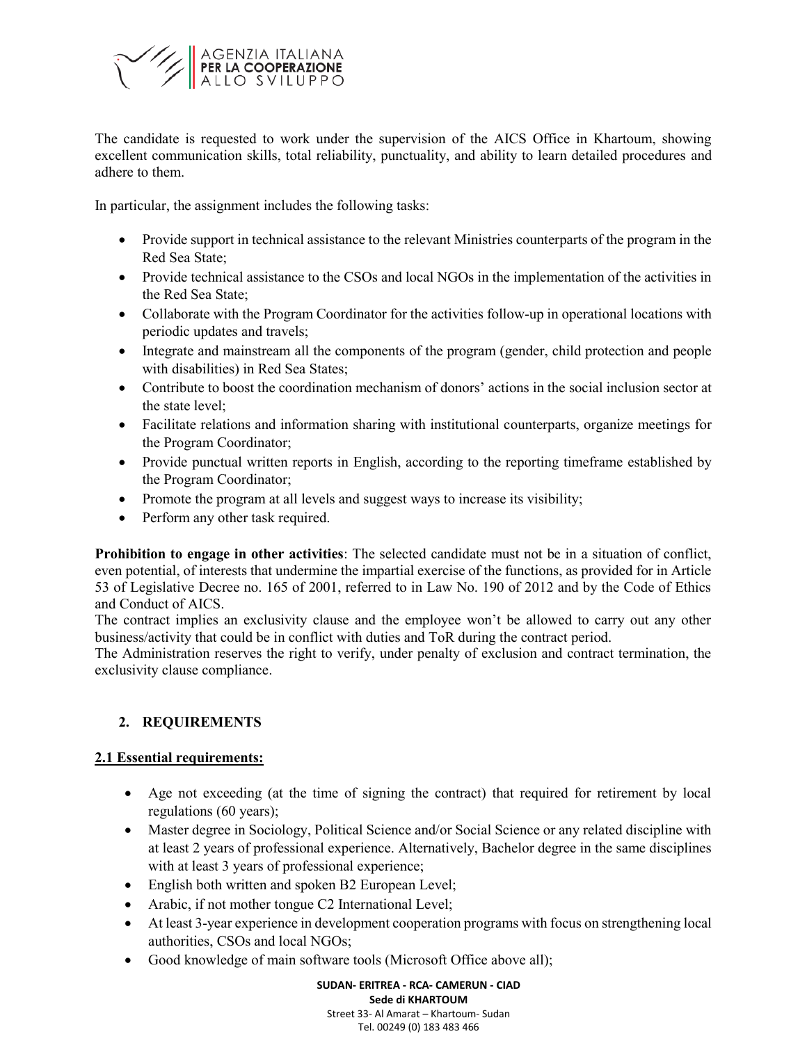The candidate is requested to work under the supervision of the AICS Office in Khartoum, showing excellent communication skills, total reliability, punctuality, and ability to learn detailed procedures and adhere to them.

In particular, the assignment includes the following tasks:

- Provide support in technical assistance to the relevant Ministries counterparts of the program in the Red Sea State;
- Provide technical assistance to the CSOs and local NGOs in the implementation of the activities in the Red Sea State;
- Collaborate with the Program Coordinator for the activities follow-up in operational locations with periodic updates and travels;
- Integrate and mainstream all the components of the program (gender, child protection and people with disabilities) in Red Sea States;
- Contribute to boost the coordination mechanism of donors' actions in the social inclusion sector at the state level;
- Facilitate relations and information sharing with institutional counterparts, organize meetings for the Program Coordinator;
- Provide punctual written reports in English, according to the reporting timeframe established by the Program Coordinator;
- Promote the program at all levels and suggest ways to increase its visibility;
- Perform any other task required.

**Prohibition to engage in other activities**: The selected candidate must not be in a situation of conflict, even potential, of interests that undermine the impartial exercise of the functions, as provided for in Article 53 of Legislative Decree no. 165 of 2001, referred to in Law No. 190 of 2012 and by the Code of Ethics and Conduct of AICS.
The contract implies an exclusivity clause and the employee won't be allowed to carry out any other business/activity that could be in conflict with duties and ToR during the contract period.
The Administration reserves the right to verify, under penalty of exclusion and contract termination, the exclusivity clause compliance.

## 2. REQUIREMENTS

### 2.1 Essential requirements:

- Age not exceeding (at the time of signing the contract) that required for retirement by local regulations (60 years);
- Master degree in Sociology, Political Science and/or Social Science or any related discipline with at least 2 years of professional experience. Alternatively, Bachelor degree in the same disciplines with at least 3 years of professional experience;
- English both written and spoken B2 European Level;
- Arabic, if not mother tongue C2 International Level;
- At least 3-year experience in development cooperation programs with focus on strengthening local authorities, CSOs and local NGOs;
- Good knowledge of main software tools (Microsoft Office above all);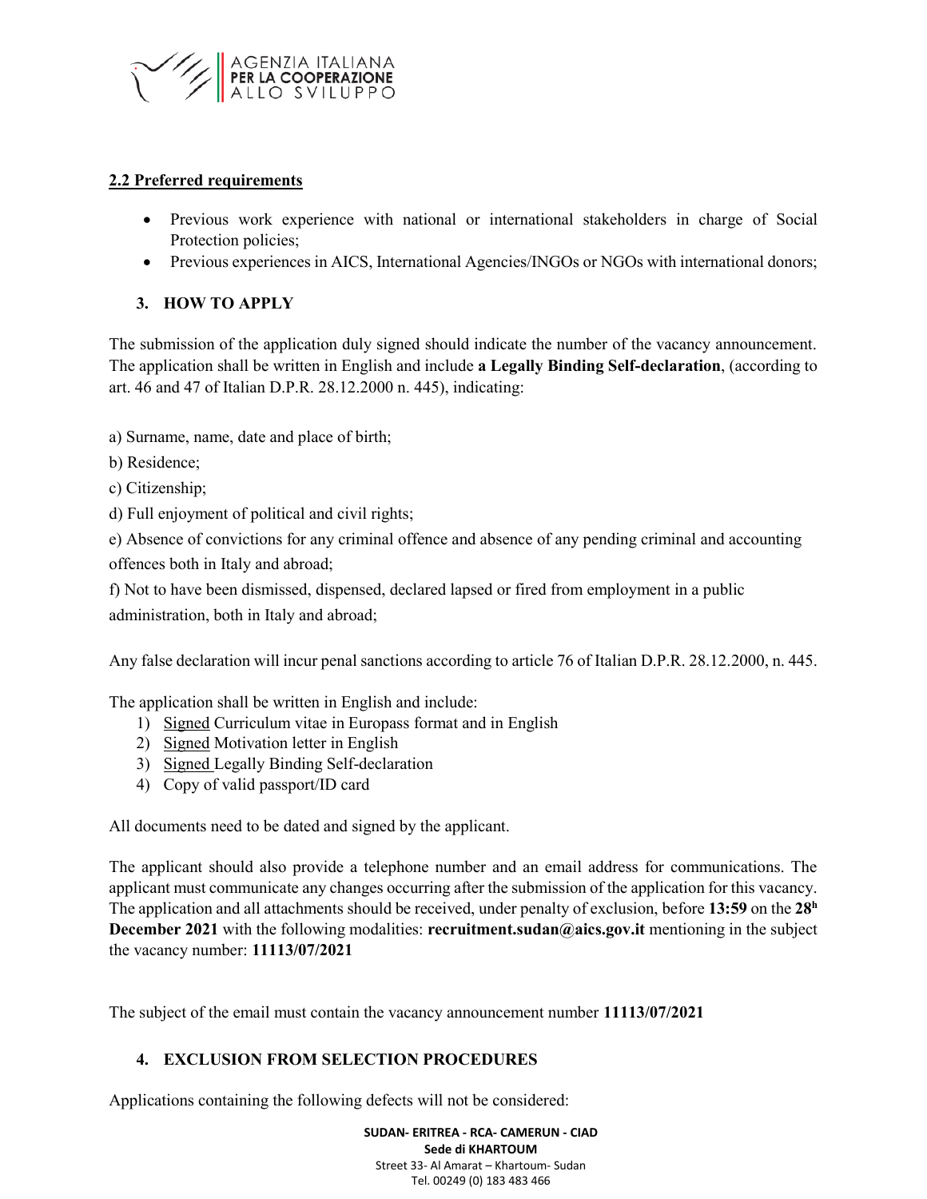## 2.2 Preferred requirements

- Previous work experience with national or international stakeholders in charge of Social Protection policies;
- Previous experiences in AICS, International Agencies/INGOs or NGOs with international donors;

### 3. HOW TO APPLY

The submission of the application duly signed should indicate the number of the vacancy announcement. The application shall be written in English and include **a Legally Binding Self-declaration**, (according to art. 46 and 47 of Italian D.P.R. 28.12.2000 n. 445), indicating:

a) Surname, name, date and place of birth;

b) Residence;

c) Citizenship;

d) Full enjoyment of political and civil rights;

e) Absence of convictions for any criminal offence and absence of any pending criminal and accounting offences both in Italy and abroad;

f) Not to have been dismissed, dispensed, declared lapsed or fired from employment in a public administration, both in Italy and abroad;

Any false declaration will incur penal sanctions according to article 76 of Italian D.P.R. 28.12.2000, n. 445.

The application shall be written in English and include:

1) Signed Curriculum vitae in Europass format and in English
2) Signed Motivation letter in English
3) Signed Legally Binding Self-declaration
4) Copy of valid passport/ID card

All documents need to be dated and signed by the applicant.

The applicant should also provide a telephone number and an email address for communications. The applicant must communicate any changes occurring after the submission of the application for this vacancy. The application and all attachments should be received, under penalty of exclusion, before **13:59** on the **28h December 2021** with the following modalities: **recruitment.sudan@aics.gov.it** mentioning in the subject the vacancy number: **11113/07/2021**

The subject of the email must contain the vacancy announcement number **11113/07/2021**

### 4. EXCLUSION FROM SELECTION PROCEDURES

Applications containing the following defects will not be considered: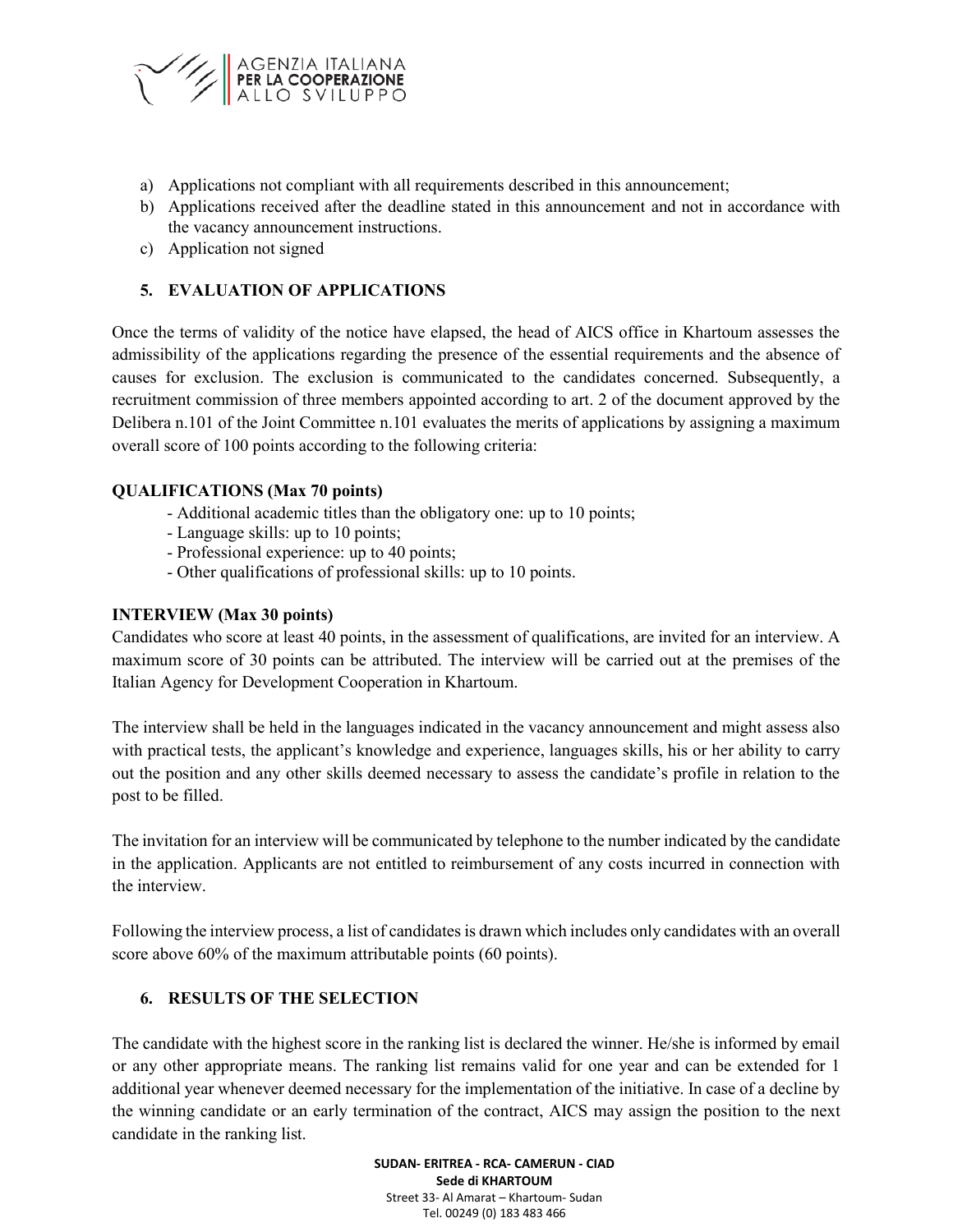a) Applications not compliant with all requirements described in this announcement;
b) Applications received after the deadline stated in this announcement and not in accordance with the vacancy announcement instructions.
c) Application not signed

## 5. EVALUATION OF APPLICATIONS

Once the terms of validity of the notice have elapsed, the head of AICS office in Khartoum assesses the admissibility of the applications regarding the presence of the essential requirements and the absence of causes for exclusion. The exclusion is communicated to the candidates concerned. Subsequently, a recruitment commission of three members appointed according to art. 2 of the document approved by the Delibera n.101 of the Joint Committee n.101 evaluates the merits of applications by assigning a maximum overall score of 100 points according to the following criteria:

**QUALIFICATIONS (Max 70 points)**

- Additional academic titles than the obligatory one: up to 10 points;
- Language skills: up to 10 points;
- Professional experience: up to 40 points;
- Other qualifications of professional skills: up to 10 points.

**INTERVIEW (Max 30 points)**

Candidates who score at least 40 points, in the assessment of qualifications, are invited for an interview. A maximum score of 30 points can be attributed. The interview will be carried out at the premises of the Italian Agency for Development Cooperation in Khartoum.

The interview shall be held in the languages indicated in the vacancy announcement and might assess also with practical tests, the applicant's knowledge and experience, languages skills, his or her ability to carry out the position and any other skills deemed necessary to assess the candidate's profile in relation to the post to be filled.

The invitation for an interview will be communicated by telephone to the number indicated by the candidate in the application. Applicants are not entitled to reimbursement of any costs incurred in connection with the interview.

Following the interview process, a list of candidates is drawn which includes only candidates with an overall score above 60% of the maximum attributable points (60 points).

## 6. RESULTS OF THE SELECTION

The candidate with the highest score in the ranking list is declared the winner. He/she is informed by email or any other appropriate means. The ranking list remains valid for one year and can be extended for 1 additional year whenever deemed necessary for the implementation of the initiative. In case of a decline by the winning candidate or an early termination of the contract, AICS may assign the position to the next candidate in the ranking list.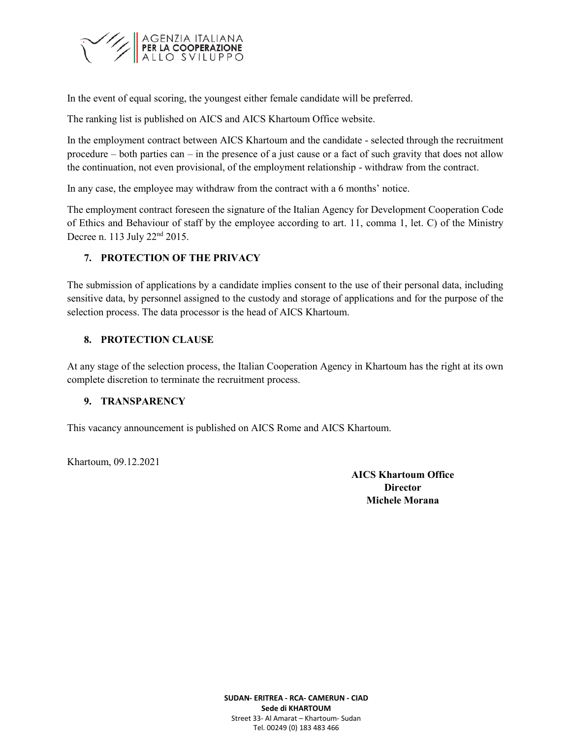In the event of equal scoring, the youngest either female candidate will be preferred.

The ranking list is published on AICS and AICS Khartoum Office website.

In the employment contract between AICS Khartoum and the candidate - selected through the recruitment procedure – both parties can – in the presence of a just cause or a fact of such gravity that does not allow the continuation, not even provisional, of the employment relationship - withdraw from the contract.

In any case, the employee may withdraw from the contract with a 6 months' notice.

The employment contract foreseen the signature of the Italian Agency for Development Cooperation Code of Ethics and Behaviour of staff by the employee according to art. 11, comma 1, let. C) of the Ministry Decree n. 113 July 22nd 2015.

## 7. PROTECTION OF THE PRIVACY

The submission of applications by a candidate implies consent to the use of their personal data, including sensitive data, by personnel assigned to the custody and storage of applications and for the purpose of the selection process. The data processor is the head of AICS Khartoum.

## 8. PROTECTION CLAUSE

At any stage of the selection process, the Italian Cooperation Agency in Khartoum has the right at its own complete discretion to terminate the recruitment process.

## 9. TRANSPARENCY

This vacancy announcement is published on AICS Rome and AICS Khartoum.

Khartoum, 09.12.2021

**AICS Khartoum Office**
**Director**
**Michele Morana**